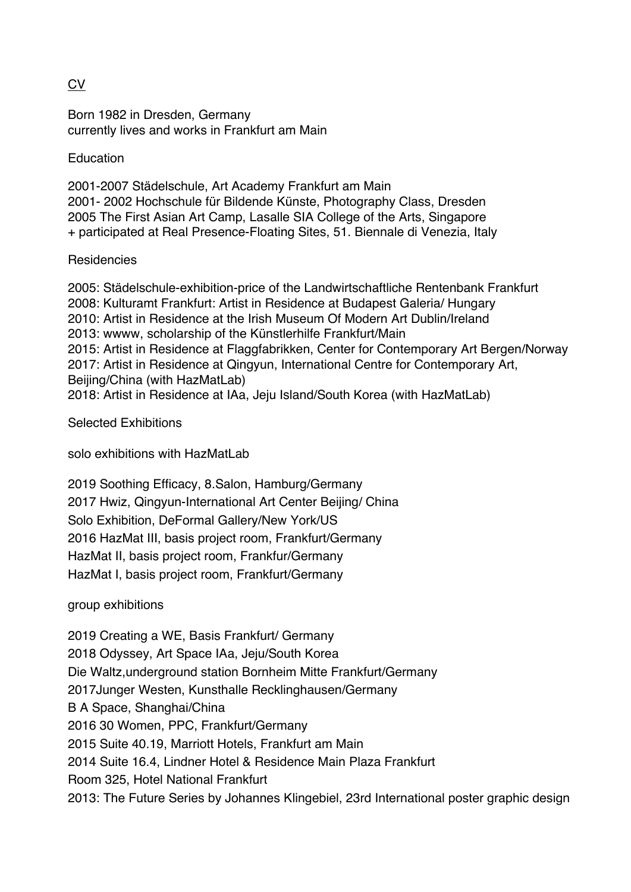# CV

Born 1982 in Dresden, Germany
currently lives and works in Frankfurt am Main

## Education

2001-2007 Städelschule, Art Academy Frankfurt am Main
2001- 2002 Hochschule für Bildende Künste, Photography Class, Dresden
2005 The First Asian Art Camp, Lasalle SIA College of the Arts, Singapore
+ participated at Real Presence-Floating Sites, 51. Biennale di Venezia, Italy

## Residencies

2005: Städelschule-exhibition-price of the Landwirtschaftliche Rentenbank Frankfurt
2008: Kulturamt Frankfurt: Artist in Residence at Budapest Galeria/ Hungary
2010: Artist in Residence at the Irish Museum Of Modern Art Dublin/Ireland
2013: wwww, scholarship of the Künstlerhilfe Frankfurt/Main
2015: Artist in Residence at Flaggfabrikken, Center for Contemporary Art Bergen/Norway
2017: Artist in Residence at Qingyun, International Centre for Contemporary Art, Beijing/China (with HazMatLab)
2018: Artist in Residence at IAa, Jeju Island/South Korea (with HazMatLab)

## Selected Exhibitions

### solo exhibitions with HazMatLab

2019 Soothing Efficacy, 8.Salon, Hamburg/Germany
2017 Hwiz, Qingyun-International Art Center Beijing/ China
Solo Exhibition, DeFormal Gallery/New York/US
2016 HazMat III, basis project room, Frankfurt/Germany
HazMat II, basis project room, Frankfur/Germany
HazMat I, basis project room, Frankfurt/Germany

### group exhibitions

2019 Creating a WE, Basis Frankfurt/ Germany
2018 Odyssey, Art Space IAa, Jeju/South Korea
Die Waltz,underground station Bornheim Mitte Frankfurt/Germany
2017Junger Westen, Kunsthalle Recklinghausen/Germany
B A Space, Shanghai/China
2016 30 Women, PPC, Frankfurt/Germany
2015 Suite 40.19, Marriott Hotels, Frankfurt am Main
2014 Suite 16.4, Lindner Hotel & Residence Main Plaza Frankfurt
Room 325, Hotel National Frankfurt
2013: The Future Series by Johannes Klingebiel, 23rd International poster graphic design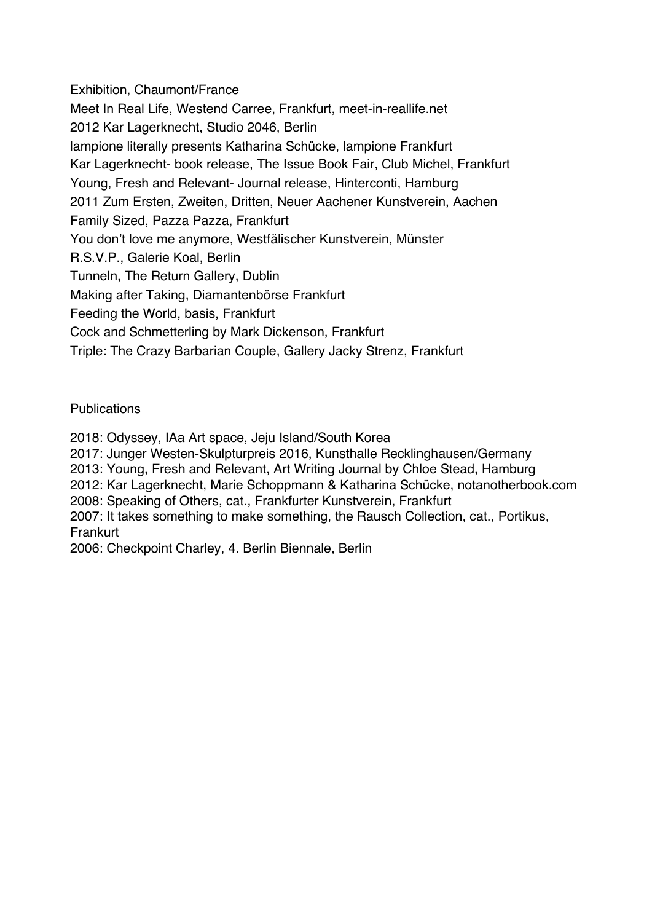Exhibition, Chaumont/France

Meet In Real Life, Westend Carree, Frankfurt, meet-in-reallife.net

2012 Kar Lagerknecht, Studio 2046, Berlin

lampione literally presents Katharina Schücke, lampione Frankfurt

Kar Lagerknecht- book release, The Issue Book Fair, Club Michel, Frankfurt

Young, Fresh and Relevant- Journal release, Hinterconti, Hamburg

2011 Zum Ersten, Zweiten, Dritten, Neuer Aachener Kunstverein, Aachen

Family Sized, Pazza Pazza, Frankfurt

You don't love me anymore, Westfälischer Kunstverein, Münster

R.S.V.P., Galerie Koal, Berlin

Tunneln, The Return Gallery, Dublin

Making after Taking, Diamantenbörse Frankfurt

Feeding the World, basis, Frankfurt

Cock and Schmetterling by Mark Dickenson, Frankfurt

Triple: The Crazy Barbarian Couple, Gallery Jacky Strenz, Frankfurt

## Publications

2018: Odyssey, IAa Art space, Jeju Island/South Korea

2017: Junger Westen-Skulpturpreis 2016, Kunsthalle Recklinghausen/Germany

2013: Young, Fresh and Relevant, Art Writing Journal by Chloe Stead, Hamburg

2012: Kar Lagerknecht, Marie Schoppmann & Katharina Schücke, notanotherbook.com

2008: Speaking of Others, cat., Frankfurter Kunstverein, Frankfurt

2007: It takes something to make something, the Rausch Collection, cat., Portikus, Frankurt

2006: Checkpoint Charley, 4. Berlin Biennale, Berlin